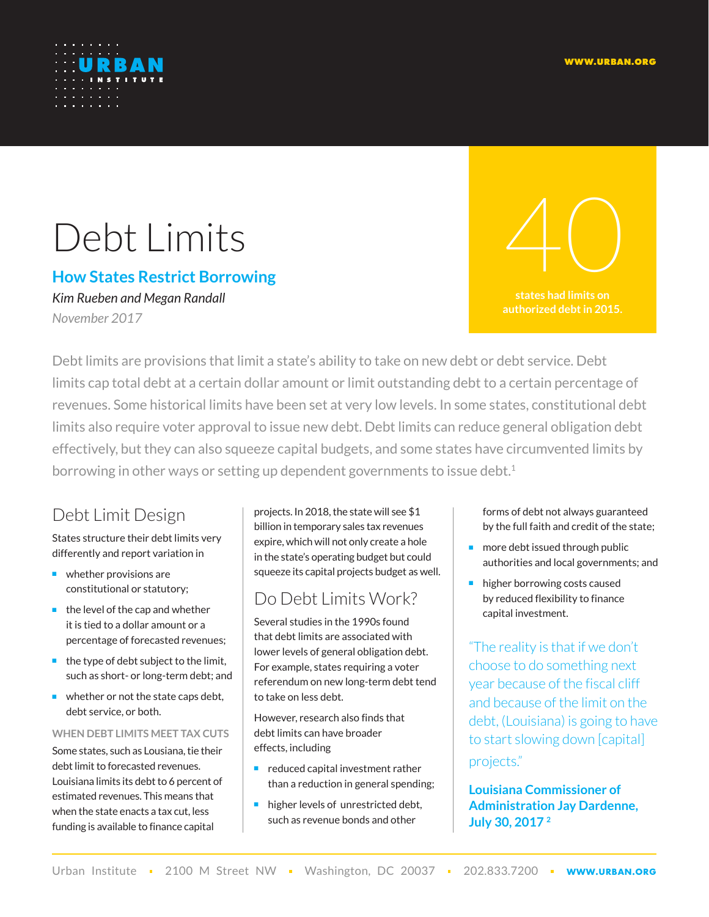# Debt Limits

## How States Restrict Borrowing

*Kim Rueben and Megan Randall*

*November 2017*

**40**

**states had limits on authorized debt in 2015.**

Debt limits are provisions that limit a state's ability to take on new debt or debt service. Debt limits cap total debt at a certain dollar amount or limit outstanding debt to a certain percentage of revenues. Some historical limits have been set at very low levels. In some states, constitutional debt limits also require voter approval to issue new debt. Debt limits can reduce general obligation debt effectively, but they can also squeeze capital budgets, and some states have circumvented limits by borrowing in other ways or setting up dependent governments to issue debt.[1]

## Debt Limit Design

States structure their debt limits very differently and report variation in

- whether provisions are constitutional or statutory;
- the level of the cap and whether it is tied to a dollar amount or a percentage of forecasted revenues;
- the type of debt subject to the limit, such as short- or long-term debt; and
- whether or not the state caps debt, debt service, or both.

### WHEN DEBT LIMITS MEET TAX CUTS

Some states, such as Lousiana, tie their debt limit to forecasted revenues. Louisiana limits its debt to 6 percent of estimated revenues. This means that when the state enacts a tax cut, less funding is available to finance capital projects. In 2018, the state will see $1 billion in temporary sales tax revenues expire, which will not only create a hole in the state's operating budget but could squeeze its capital projects budget as well.

## Do Debt Limits Work?

Several studies in the 1990s found that debt limits are associated with lower levels of general obligation debt. For example, states requiring a voter referendum on new long-term debt tend to take on less debt.

However, research also finds that debt limits can have broader effects, including

- reduced capital investment rather than a reduction in general spending;
- higher levels of unrestricted debt, such as revenue bonds and other forms of debt not always guaranteed by the full faith and credit of the state;
- more debt issued through public authorities and local governments; and
- higher borrowing costs caused by reduced flexibility to finance capital investment.

"The reality is that if we don't choose to do something next year because of the fiscal cliff and because of the limit on the debt, (Louisiana) is going to have to start slowing down [capital] projects."

**Louisiana Commissioner of Administration Jay Dardenne, July 30, 2017** [2]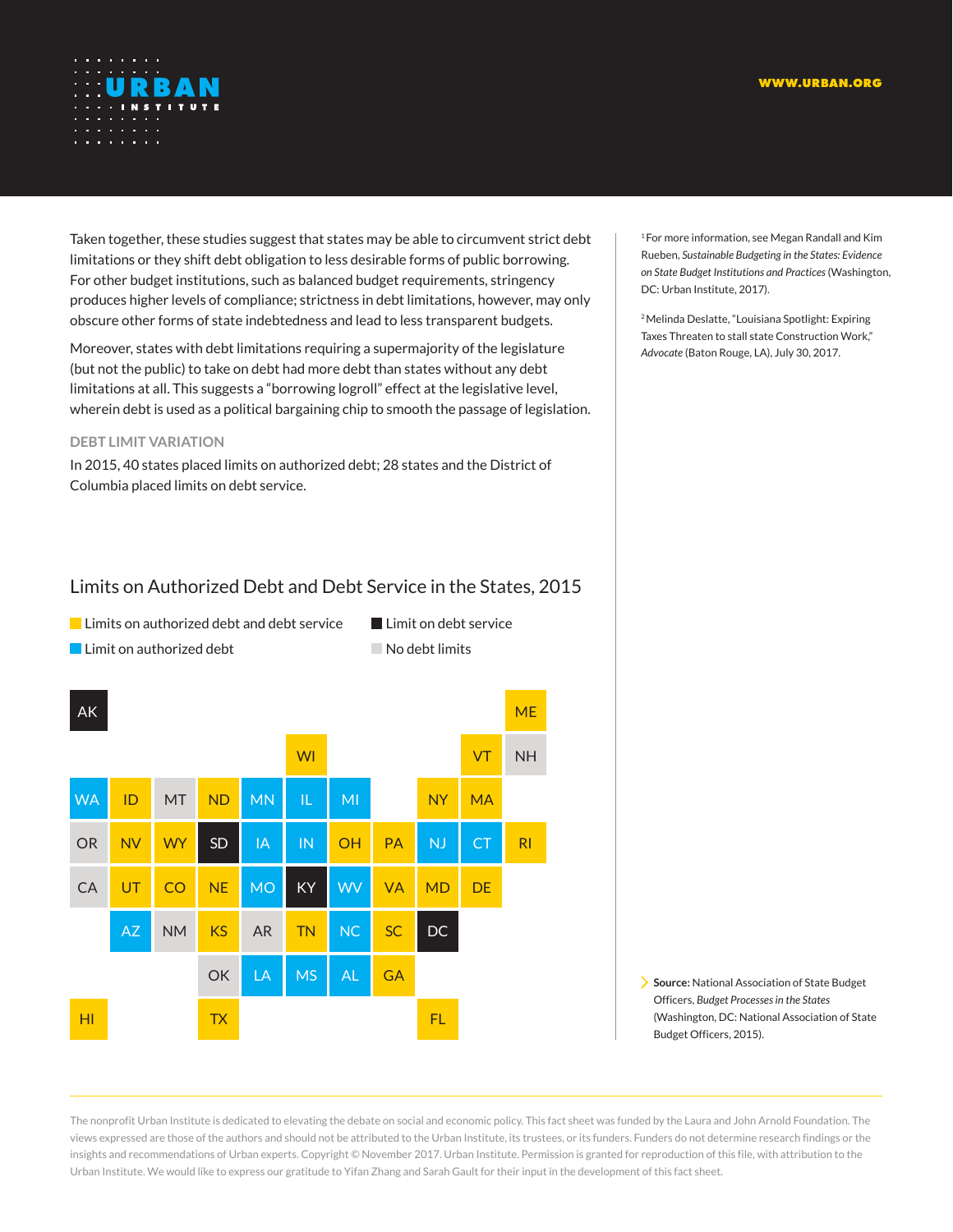Taken together, these studies suggest that states may be able to circumvent strict debt limitations or they shift debt obligation to less desirable forms of public borrowing. For other budget institutions, such as balanced budget requirements, stringency produces higher levels of compliance; strictness in debt limitations, however, may only obscure other forms of state indebtedness and lead to less transparent budgets.

Moreover, states with debt limitations requiring a supermajority of the legislature (but not the public) to take on debt had more debt than states without any debt limitations at all. This suggests a "borrowing logroll" effect at the legislative level, wherein debt is used as a political bargaining chip to smooth the passage of legislation.

### DEBT LIMIT VARIATION

In 2015, 40 states placed limits on authorized debt; 28 states and the District of Columbia placed limits on debt service.

### Limits on Authorized Debt and Debt Service in the States, 2015

Limits on authorized debt and debt service

Limit on debt service

Limit on authorized debt

No debt limits

AK ME

WI VT NH

WA ID MT ND MN IL MI NY MA

OR NV WY SD IA IN OH PA NJ CT RI

CA UT CO NE MO KY WV VA MD DE

AZ NM KS AR TN NC SC DC

OK LA MS AL GA

HI TX FL

[1] For more information, see Megan Randall and Kim Rueben, *Sustainable Budgeting in the States: Evidence on State Budget Institutions and Practices* (Washington, DC: Urban Institute, 2017).

[2] Melinda Deslatte, "Louisiana Spotlight: Expiring Taxes Threaten to stall state Construction Work," *Advocate* (Baton Rouge, LA), July 30, 2017.

**Source:** National Association of State Budget Officers, *Budget Processes in the States* (Washington, DC: National Association of State Budget Officers, 2015).

The nonprofit Urban Institute is dedicated to elevating the debate on social and economic policy. This fact sheet was funded by the Laura and John Arnold Foundation. The views expressed are those of the authors and should not be attributed to the Urban Institute, its trustees, or its funders. Funders do not determine research findings or the insights and recommendations of Urban experts. Copyright © November 2017. Urban Institute. Permission is granted for reproduction of this file, with attribution to the Urban Institute. We would like to express our gratitude to Yifan Zhang and Sarah Gault for their input in the development of this fact sheet.